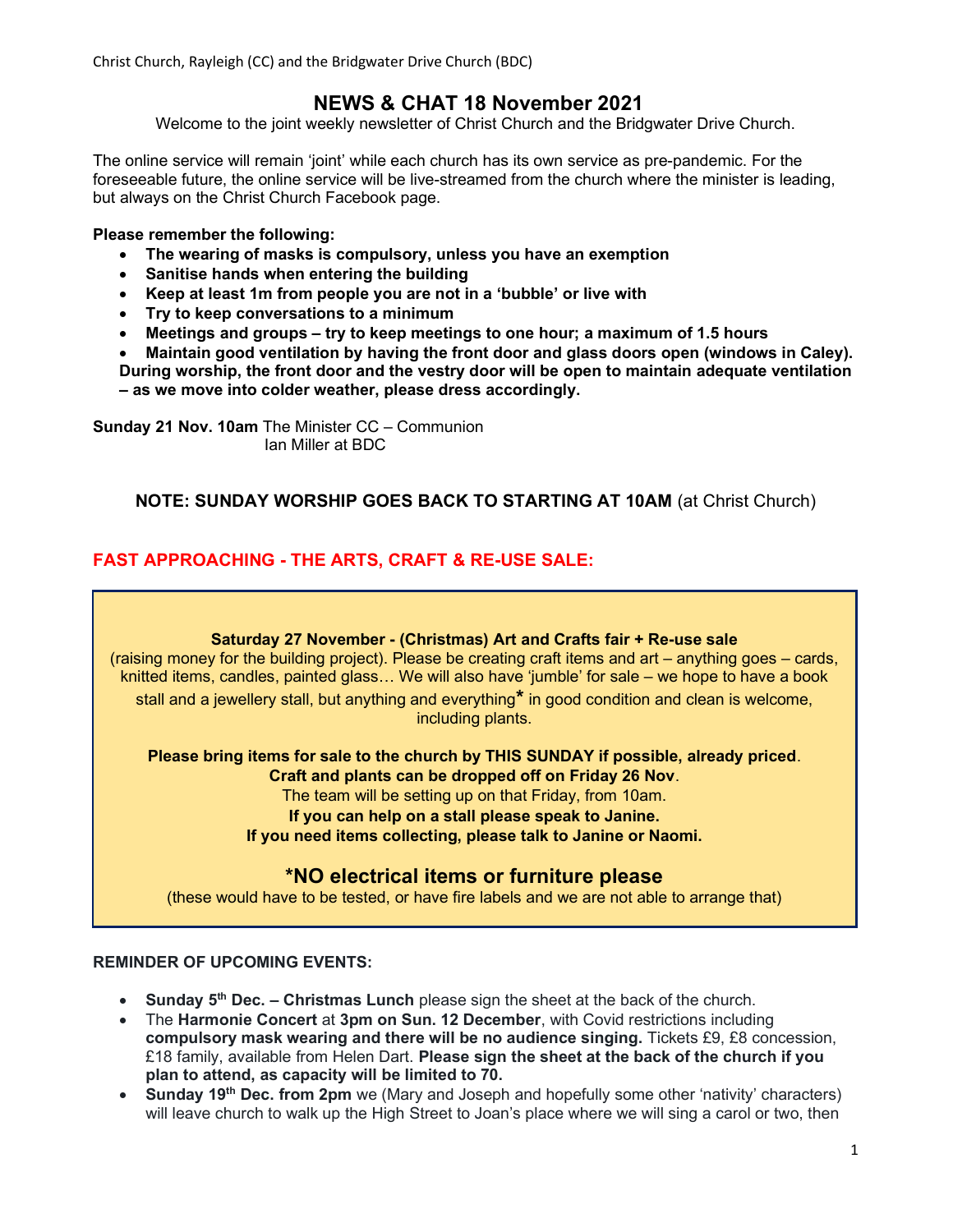# NEWS & CHAT 18 November 2021

Welcome to the joint weekly newsletter of Christ Church and the Bridgwater Drive Church.

The online service will remain 'joint' while each church has its own service as pre-pandemic. For the foreseeable future, the online service will be live-streamed from the church where the minister is leading, but always on the Christ Church Facebook page.

**Please remember the following:**

- **The wearing of masks is compulsory, unless you have an exemption**
- **Sanitise hands when entering the building**
- **Keep at least 1m from people you are not in a 'bubble' or live with**
- **Try to keep conversations to a minimum**
- **Meetings and groups – try to keep meetings to one hour; a maximum of 1.5 hours**
- **Maintain good ventilation by having the front door and glass doors open (windows in Caley). During worship, the front door and the vestry door will be open to maintain adequate ventilation – as we move into colder weather, please dress accordingly.**

**Sunday 21 Nov. 10am** The Minister CC – Communion
Ian Miller at BDC

**NOTE: SUNDAY WORSHIP GOES BACK TO STARTING AT 10AM** (at Christ Church)

## FAST APPROACHING - THE ARTS, CRAFT & RE-USE SALE:

**Saturday 27 November - (Christmas) Art and Crafts fair + Re-use sale**
(raising money for the building project). Please be creating craft items and art – anything goes – cards, knitted items, candles, painted glass… We will also have 'jumble' for sale – we hope to have a book stall and a jewellery stall, but anything and everything* in good condition and clean is welcome, including plants.

**Please bring items for sale to the church by THIS SUNDAY if possible, already priced**.
**Craft and plants can be dropped off on Friday 26 Nov**.
The team will be setting up on that Friday, from 10am.
**If you can help on a stall please speak to Janine.**
**If you need items collecting, please talk to Janine or Naomi.**

### *NO electrical items or furniture please

(these would have to be tested, or have fire labels and we are not able to arrange that)

**REMINDER OF UPCOMING EVENTS:**

- **Sunday 5th Dec. – Christmas Lunch** please sign the sheet at the back of the church.
- The **Harmonie Concert** at **3pm on Sun. 12 December**, with Covid restrictions including **compulsory mask wearing and there will be no audience singing.** Tickets £9, £8 concession, £18 family, available from Helen Dart. **Please sign the sheet at the back of the church if you plan to attend, as capacity will be limited to 70.**
- **Sunday 19th Dec. from 2pm** we (Mary and Joseph and hopefully some other 'nativity' characters) will leave church to walk up the High Street to Joan's place where we will sing a carol or two, then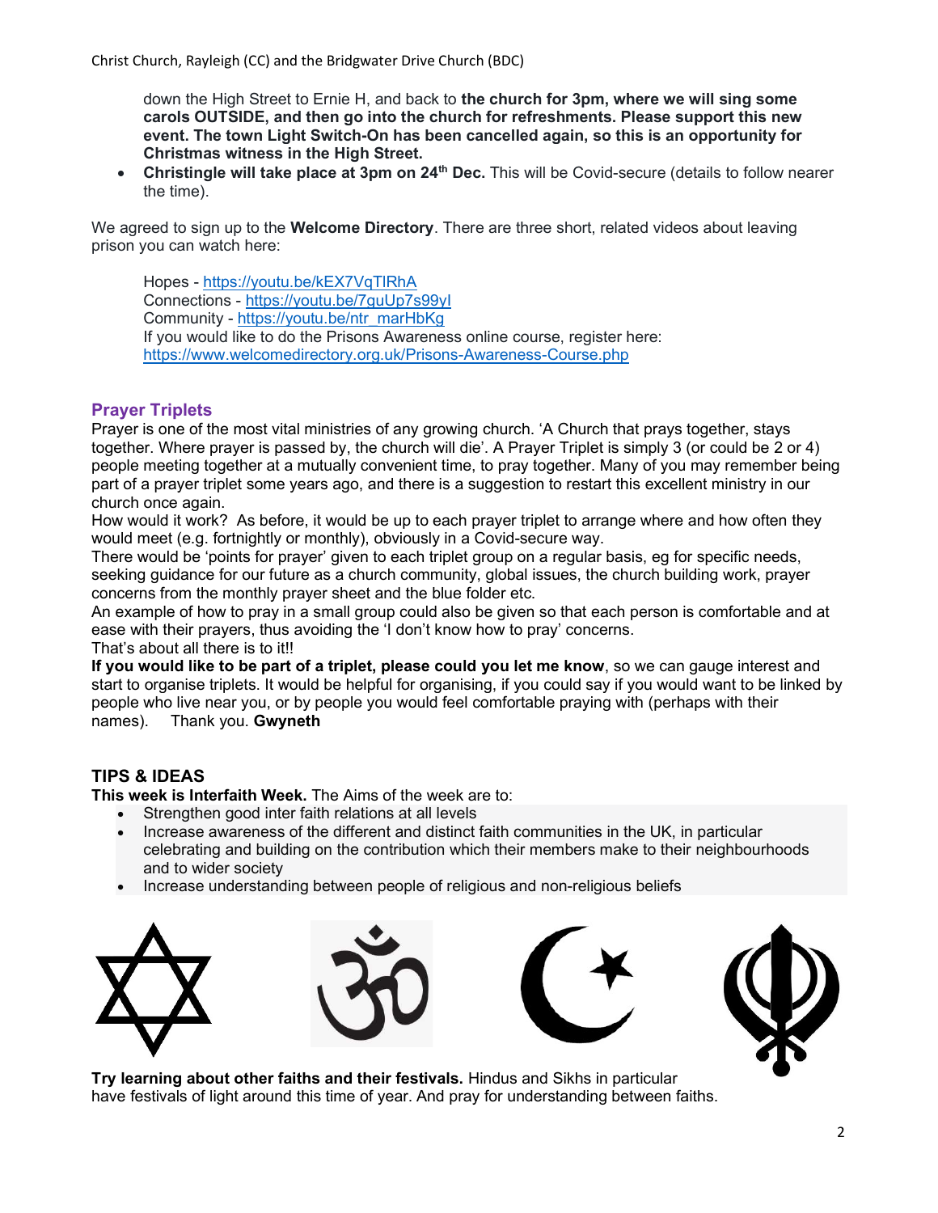down the High Street to Ernie H, and back to **the church for 3pm, where we will sing some carols OUTSIDE, and then go into the church for refreshments. Please support this new event. The town Light Switch-On has been cancelled again, so this is an opportunity for Christmas witness in the High Street.**

- **Christingle will take place at 3pm on 24th Dec.** This will be Covid-secure (details to follow nearer the time).

We agreed to sign up to the **Welcome Directory**. There are three short, related videos about leaving prison you can watch here:

Hopes - https://youtu.be/kEX7VqTlRhA
Connections - https://youtu.be/7guUp7s99yI
Community - https://youtu.be/ntr_marHbKg
If you would like to do the Prisons Awareness online course, register here:
https://www.welcomedirectory.org.uk/Prisons-Awareness-Course.php

## Prayer Triplets

Prayer is one of the most vital ministries of any growing church. 'A Church that prays together, stays together. Where prayer is passed by, the church will die'. A Prayer Triplet is simply 3 (or could be 2 or 4) people meeting together at a mutually convenient time, to pray together. Many of you may remember being part of a prayer triplet some years ago, and there is a suggestion to restart this excellent ministry in our church once again.

How would it work? As before, it would be up to each prayer triplet to arrange where and how often they would meet (e.g. fortnightly or monthly), obviously in a Covid-secure way.

There would be 'points for prayer' given to each triplet group on a regular basis, eg for specific needs, seeking guidance for our future as a church community, global issues, the church building work, prayer concerns from the monthly prayer sheet and the blue folder etc.

An example of how to pray in a small group could also be given so that each person is comfortable and at ease with their prayers, thus avoiding the 'I don't know how to pray' concerns.

That's about all there is to it!!

**If you would like to be part of a triplet, please could you let me know**, so we can gauge interest and start to organise triplets. It would be helpful for organising, if you could say if you would want to be linked by people who live near you, or by people you would feel comfortable praying with (perhaps with their names). Thank you. **Gwyneth**

## TIPS & IDEAS

**This week is Interfaith Week.** The Aims of the week are to:

- Strengthen good inter faith relations at all levels
- Increase awareness of the different and distinct faith communities in the UK, in particular celebrating and building on the contribution which their members make to their neighbourhoods and to wider society
- Increase understanding between people of religious and non-religious beliefs

**Try learning about other faiths and their festivals.** Hindus and Sikhs in particular have festivals of light around this time of year. And pray for understanding between faiths.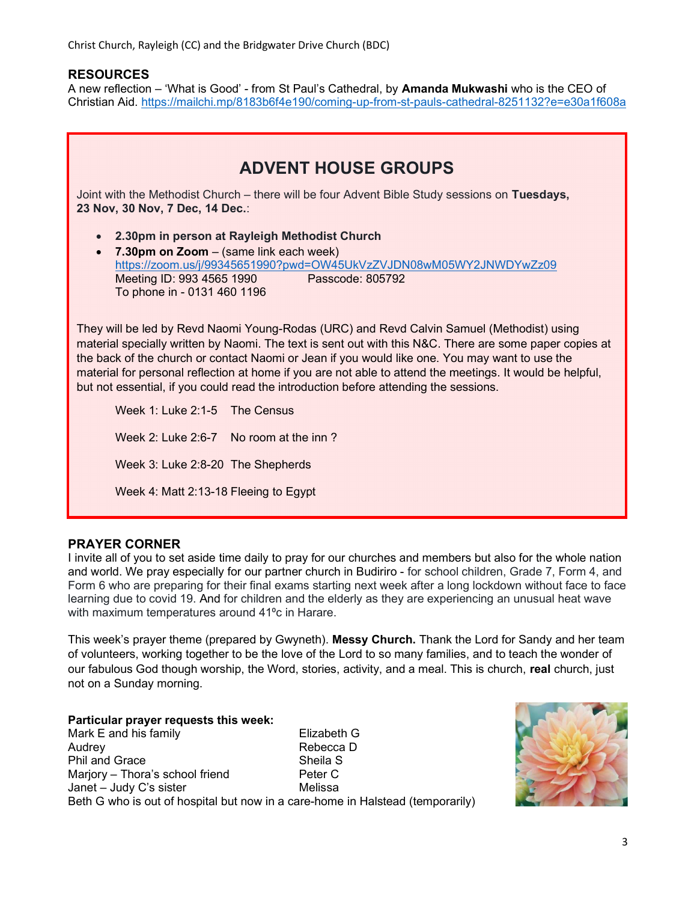## RESOURCES

A new reflection – 'What is Good' - from St Paul's Cathedral, by **Amanda Mukwashi** who is the CEO of Christian Aid. https://mailchi.mp/8183b6f4e190/coming-up-from-st-pauls-cathedral-8251132?e=e30a1f608a

## ADVENT HOUSE GROUPS

Joint with the Methodist Church – there will be four Advent Bible Study sessions on **Tuesdays, 23 Nov, 30 Nov, 7 Dec, 14 Dec.**:

- **2.30pm in person at Rayleigh Methodist Church**
- **7.30pm on Zoom** – (same link each week)
  https://zoom.us/j/99345651990?pwd=OW45UkVzZVJDN08wM05WY2JNWDYwZz09
  Meeting ID: 993 4565 1990 Passcode: 805792
  To phone in - 0131 460 1196

They will be led by Revd Naomi Young-Rodas (URC) and Revd Calvin Samuel (Methodist) using material specially written by Naomi. The text is sent out with this N&C. There are some paper copies at the back of the church or contact Naomi or Jean if you would like one. You may want to use the material for personal reflection at home if you are not able to attend the meetings. It would be helpful, but not essential, if you could read the introduction before attending the sessions.

Week 1: Luke 2:1-5 The Census

Week 2: Luke 2:6-7 No room at the inn ?

Week 3: Luke 2:8-20 The Shepherds

Week 4: Matt 2:13-18 Fleeing to Egypt

## PRAYER CORNER

I invite all of you to set aside time daily to pray for our churches and members but also for the whole nation and world. We pray especially for our partner church in Budiriro - for school children, Grade 7, Form 4, and Form 6 who are preparing for their final exams starting next week after a long lockdown without face to face learning due to covid 19. And for children and the elderly as they are experiencing an unusual heat wave with maximum temperatures around 41ºc in Harare.

This week's prayer theme (prepared by Gwyneth). **Messy Church.** Thank the Lord for Sandy and her team of volunteers, working together to be the love of the Lord to so many families, and to teach the wonder of our fabulous God though worship, the Word, stories, activity, and a meal. This is church, **real** church, just not on a Sunday morning.

**Particular prayer requests this week:**

Mark E and his family
Audrey
Phil and Grace
Marjory – Thora's school friend
Janet – Judy C's sister
Elizabeth G
Rebecca D
Sheila S
Peter C
Melissa
Beth G who is out of hospital but now in a care-home in Halstead (temporarily)